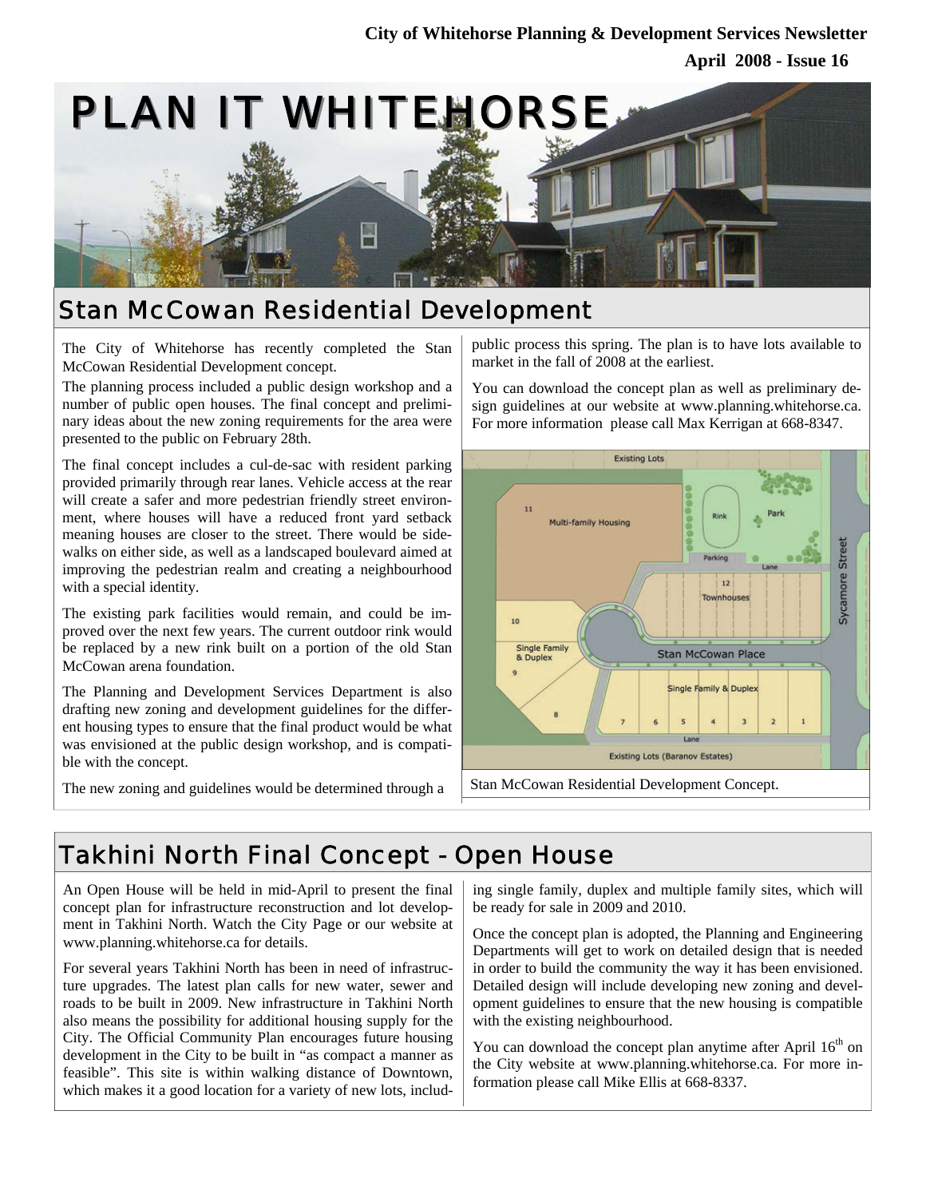**City of Whitehorse Planning & Development Services Newsletter**

**April 2008 - Issue 16**

# PLAN IT WHITEHORSE

## Stan McCowan Residential Development

The City of Whitehorse has recently completed the Stan McCowan Residential Development concept.

The planning process included a public design workshop and a number of public open houses. The final concept and preliminary ideas about the new zoning requirements for the area were presented to the public on February 28th.

The final concept includes a cul-de-sac with resident parking provided primarily through rear lanes. Vehicle access at the rear will create a safer and more pedestrian friendly street environment, where houses will have a reduced front yard setback meaning houses are closer to the street. There would be sidewalks on either side, as well as a landscaped boulevard aimed at improving the pedestrian realm and creating a neighbourhood with a special identity.

The existing park facilities would remain, and could be improved over the next few years. The current outdoor rink would be replaced by a new rink built on a portion of the old Stan McCowan arena foundation.

The Planning and Development Services Department is also drafting new zoning and development guidelines for the different housing types to ensure that the final product would be what was envisioned at the public design workshop, and is compatible with the concept.

The new zoning and guidelines would be determined through a public process this spring. The plan is to have lots available to market in the fall of 2008 at the earliest.

You can download the concept plan as well as preliminary design guidelines at our website at www.planning.whitehorse.ca. For more information please call Max Kerrigan at 668-8347.

Stan McCowan Residential Development Concept.

## Takhini North Final Concept - Open House

An Open House will be held in mid-April to present the final concept plan for infrastructure reconstruction and lot development in Takhini North. Watch the City Page or our website at www.planning.whitehorse.ca for details.

For several years Takhini North has been in need of infrastructure upgrades. The latest plan calls for new water, sewer and roads to be built in 2009. New infrastructure in Takhini North also means the possibility for additional housing supply for the City. The Official Community Plan encourages future housing development in the City to be built in "as compact a manner as feasible". This site is within walking distance of Downtown, which makes it a good location for a variety of new lots, including single family, duplex and multiple family sites, which will be ready for sale in 2009 and 2010.

Once the concept plan is adopted, the Planning and Engineering Departments will get to work on detailed design that is needed in order to build the community the way it has been envisioned. Detailed design will include developing new zoning and development guidelines to ensure that the new housing is compatible with the existing neighbourhood.

You can download the concept plan anytime after April 16th on the City website at www.planning.whitehorse.ca. For more information please call Mike Ellis at 668-8337.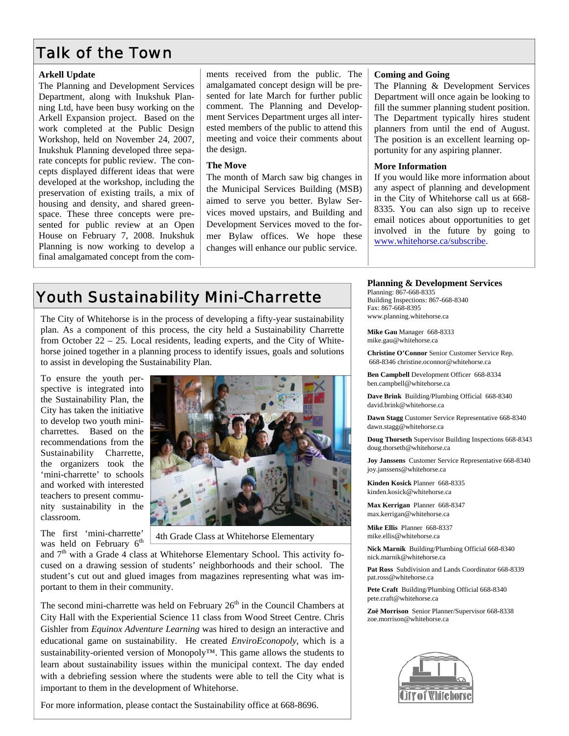# Talk of the Town

**Arkell Update**

The Planning and Development Services Department, along with Inukshuk Planning Ltd, have been busy working on the Arkell Expansion project. Based on the work completed at the Public Design Workshop, held on November 24, 2007, Inukshuk Planning developed three separate concepts for public review. The concepts displayed different ideas that were developed at the workshop, including the preservation of existing trails, a mix of housing and density, and shared greenspace. These three concepts were presented for public review at an Open House on February 7, 2008. Inukshuk Planning is now working to develop a final amalgamated concept from the comments received from the public. The amalgamated concept design will be presented for late March for further public comment. The Planning and Development Services Department urges all interested members of the public to attend this meeting and voice their comments about the design.

**The Move**

The month of March saw big changes in the Municipal Services Building (MSB) aimed to serve you better. Bylaw Services moved upstairs, and Building and Development Services moved to the former Bylaw offices. We hope these changes will enhance our public service.

**Coming and Going**

The Planning & Development Services Department will once again be looking to fill the summer planning student position. The Department typically hires student planners from until the end of August. The position is an excellent learning opportunity for any aspiring planner.

**More Information**

If you would like more information about any aspect of planning and development in the City of Whitehorse call us at 668-8335. You can also sign up to receive email notices about opportunities to get involved in the future by going to www.whitehorse.ca/subscribe.

# Youth Sustainability Mini-Charrette

The City of Whitehorse is in the process of developing a fifty-year sustainability plan. As a component of this process, the city held a Sustainability Charrette from October 22 – 25. Local residents, leading experts, and the City of Whitehorse joined together in a planning process to identify issues, goals and solutions to assist in developing the Sustainability Plan.

To ensure the youth perspective is integrated into the Sustainability Plan, the City has taken the initiative to develop two youth mini-charrettes. Based on the recommendations from the Sustainability Charrette, the organizers took the 'mini-charrette' to schools and worked with interested teachers to present community sustainability in the classroom.

4th Grade Class at Whitehorse Elementary

The first 'mini-charrette' was held on February 6th and 7th with a Grade 4 class at Whitehorse Elementary School. This activity focused on a drawing session of students' neighborhoods and their school. The student's cut out and glued images from magazines representing what was important to them in their community.

The second mini-charrette was held on February 26th in the Council Chambers at City Hall with the Experiential Science 11 class from Wood Street Centre. Chris Gishler from *Equinox Adventure Learning* was hired to design an interactive and educational game on sustainability. He created *EnviroEconopoly*, which is a sustainability-oriented version of Monopoly™. This game allows the students to learn about sustainability issues within the municipal context. The day ended with a debriefing session where the students were able to tell the City what is important to them in the development of Whitehorse.

For more information, please contact the Sustainability office at 668-8696.

**Planning & Development Services**

Planning: 867-668-8335
Building Inspections: 867-668-8340
Fax: 867-668-8395
www.planning.whitehorse.ca

**Mike Gau** Manager 668-8333
mike.gau@whitehorse.ca

**Christine O'Connor** Senior Customer Service Rep. 668-8346 christine.oconnor@whitehorse.ca

**Ben Campbell** Development Officer 668-8334
ben.campbell@whitehorse.ca

**Dave Brink** Building/Plumbing Official 668-8340
david.brink@whitehorse.ca

**Dawn Stagg** Customer Service Representative 668-8340
dawn.stagg@whitehorse.ca

**Doug Thorseth** Supervisor Building Inspections 668-8343
doug.thorseth@whitehorse.ca

**Joy Janssens** Customer Service Representative 668-8340
joy.janssens@whitehorse.ca

**Kinden Kosick** Planner 668-8335
kinden.kosick@whitehorse.ca

**Max Kerrigan** Planner 668-8347
max.kerrigan@whitehorse.ca

**Mike Ellis** Planner 668-8337
mike.ellis@whitehorse.ca

**Nick Marnik** Building/Plumbing Official 668-8340
nick.marnik@whitehorse.ca

**Pat Ross** Subdivision and Lands Coordinator 668-8339
pat.ross@whitehorse.ca

**Pete Craft** Building/Plumbing Official 668-8340
pete.craft@whitehorse.ca

**Zoë Morrison** Senior Planner/Supervisor 668-8338
zoe.morrison@whitehorse.ca